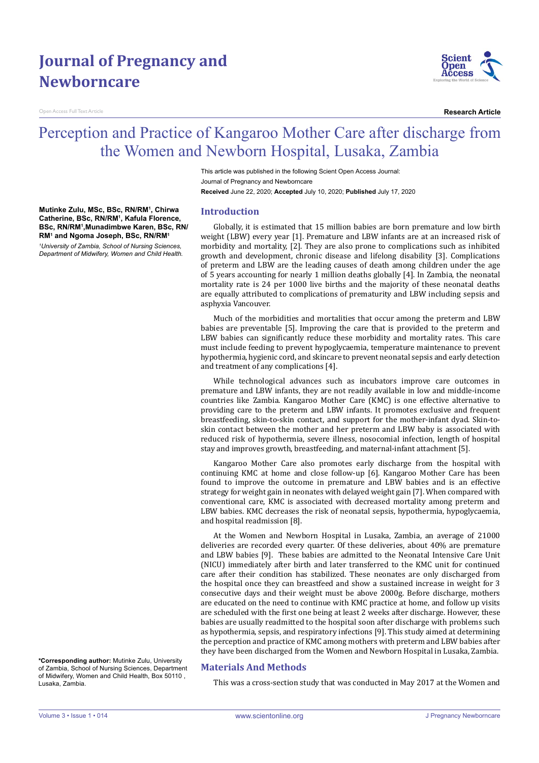# Journal of Pregnancy and Newborncare

Open Access Full Text Article

**Research Article**

# Perception and Practice of Kangaroo Mother Care after discharge from the Women and Newborn Hospital, Lusaka, Zambia

This article was published in the following Scient Open Access Journal:
Journal of Pregnancy and Newborncare
**Received** June 22, 2020; **Accepted** July 10, 2020; **Published** July 17, 2020

**Mutinke Zulu, MSc, BSc, RN/RM[1], Chirwa Catherine, BSc, RN/RM[1], Kafula Florence, BSc, RN/RM[1], Munadimbwe Karen, BSc, RN/RM[1] and Ngoma Joseph, BSc, RN/RM[1]**

*[1]University of Zambia, School of Nursing Sciences, Department of Midwifery, Women and Child Health.*

**\*Corresponding author:** Mutinke Zulu, University of Zambia, School of Nursing Sciences, Department of Midwifery, Women and Child Health, Box 50110 , Lusaka, Zambia.

## Introduction

Globally, it is estimated that 15 million babies are born premature and low birth weight (LBW) every year [1]. Premature and LBW infants are at an increased risk of morbidity and mortality, [2]. They are also prone to complications such as inhibited growth and development, chronic disease and lifelong disability [3]. Complications of preterm and LBW are the leading causes of death among children under the age of 5 years accounting for nearly 1 million deaths globally [4]. In Zambia, the neonatal mortality rate is 24 per 1000 live births and the majority of these neonatal deaths are equally attributed to complications of prematurity and LBW including sepsis and asphyxia Vancouver.

Much of the morbidities and mortalities that occur among the preterm and LBW babies are preventable [5]. Improving the care that is provided to the preterm and LBW babies can significantly reduce these morbidity and mortality rates. This care must include feeding to prevent hypoglycaemia, temperature maintenance to prevent hypothermia, hygienic cord, and skincare to prevent neonatal sepsis and early detection and treatment of any complications [4].

While technological advances such as incubators improve care outcomes in premature and LBW infants, they are not readily available in low and middle-income countries like Zambia. Kangaroo Mother Care (KMC) is one effective alternative to providing care to the preterm and LBW infants. It promotes exclusive and frequent breastfeeding, skin-to-skin contact, and support for the mother-infant dyad. Skin-to-skin contact between the mother and her preterm and LBW baby is associated with reduced risk of hypothermia, severe illness, nosocomial infection, length of hospital stay and improves growth, breastfeeding, and maternal-infant attachment [5].

Kangaroo Mother Care also promotes early discharge from the hospital with continuing KMC at home and close follow-up [6]. Kangaroo Mother Care has been found to improve the outcome in premature and LBW babies and is an effective strategy for weight gain in neonates with delayed weight gain [7]. When compared with conventional care, KMC is associated with decreased mortality among preterm and LBW babies. KMC decreases the risk of neonatal sepsis, hypothermia, hypoglycaemia, and hospital readmission [8].

At the Women and Newborn Hospital in Lusaka, Zambia, an average of 21000 deliveries are recorded every quarter. Of these deliveries, about 40% are premature and LBW babies [9]. These babies are admitted to the Neonatal Intensive Care Unit (NICU) immediately after birth and later transferred to the KMC unit for continued care after their condition has stabilized. These neonates are only discharged from the hospital once they can breastfeed and show a sustained increase in weight for 3 consecutive days and their weight must be above 2000g. Before discharge, mothers are educated on the need to continue with KMC practice at home, and follow up visits are scheduled with the first one being at least 2 weeks after discharge. However, these babies are usually readmitted to the hospital soon after discharge with problems such as hypothermia, sepsis, and respiratory infections [9]. This study aimed at determining the perception and practice of KMC among mothers with preterm and LBW babies after they have been discharged from the Women and Newborn Hospital in Lusaka, Zambia.

## Materials And Methods

This was a cross-section study that was conducted in May 2017 at the Women and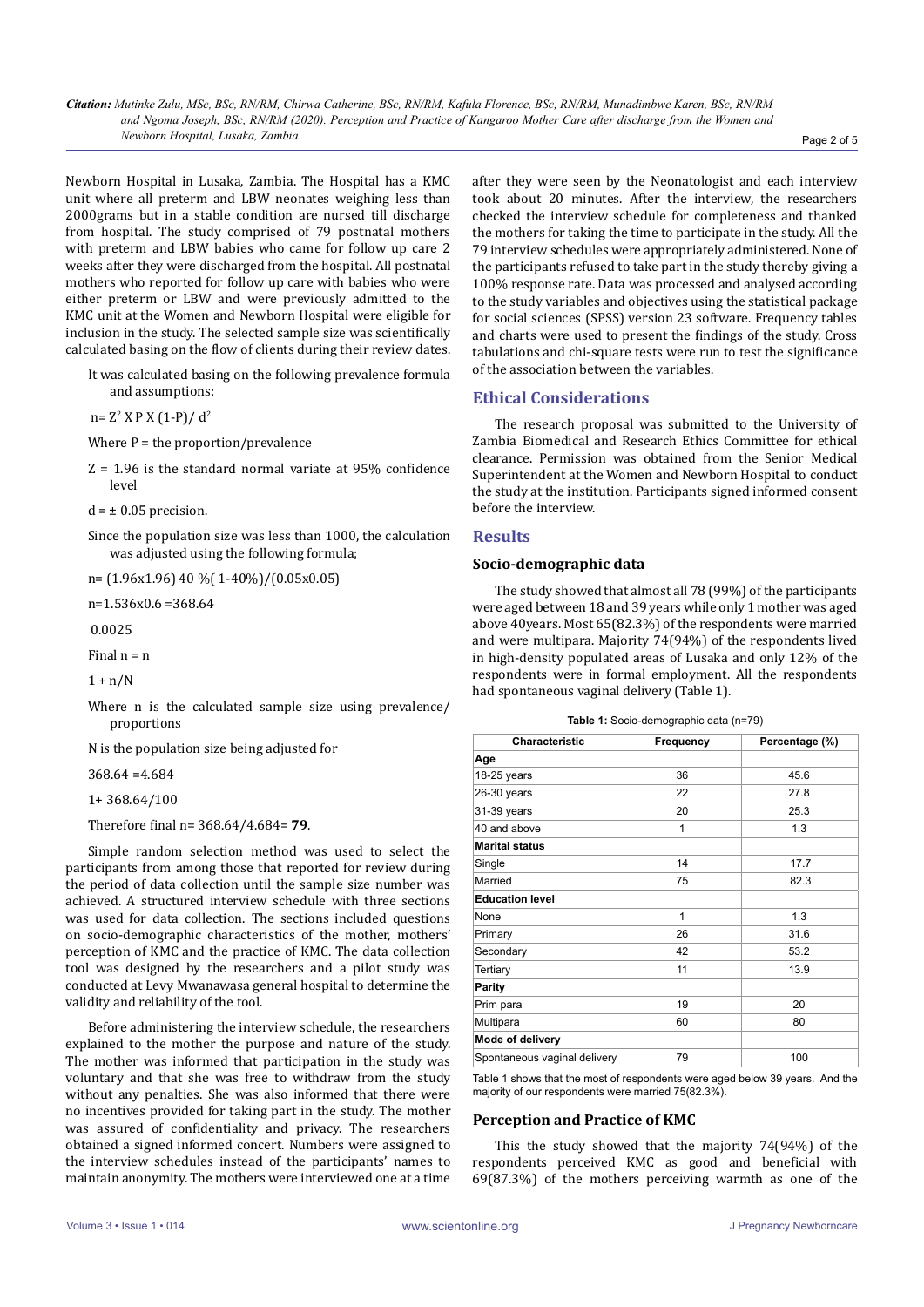Newborn Hospital in Lusaka, Zambia. The Hospital has a KMC unit where all preterm and LBW neonates weighing less than 2000grams but in a stable condition are nursed till discharge from hospital. The study comprised of 79 postnatal mothers with preterm and LBW babies who came for follow up care 2 weeks after they were discharged from the hospital. All postnatal mothers who reported for follow up care with babies who were either preterm or LBW and were previously admitted to the KMC unit at the Women and Newborn Hospital were eligible for inclusion in the study. The selected sample size was scientifically calculated basing on the flow of clients during their review dates.

It was calculated basing on the following prevalence formula and assumptions:

$n = Z^2 \times P \times (1-P)/ d^2$

Where P = the proportion/prevalence

Z = 1.96 is the standard normal variate at 95% confidence level

d = ± 0.05 precision.

Since the population size was less than 1000, the calculation was adjusted using the following formula;

n= (1.96x1.96) 40 %( 1-40%)/(0.05x0.05)

n=1.536x0.6 =368.64

0.0025

Final n = n

1 + n/N

Where n is the calculated sample size using prevalence/ proportions

N is the population size being adjusted for

368.64 =4.684

1+ 368.64/100

Therefore final n= 368.64/4.684= **79**.

Simple random selection method was used to select the participants from among those that reported for review during the period of data collection until the sample size number was achieved. A structured interview schedule with three sections was used for data collection. The sections included questions on socio-demographic characteristics of the mother, mothers' perception of KMC and the practice of KMC. The data collection tool was designed by the researchers and a pilot study was conducted at Levy Mwanawasa general hospital to determine the validity and reliability of the tool.

Before administering the interview schedule, the researchers explained to the mother the purpose and nature of the study. The mother was informed that participation in the study was voluntary and that she was free to withdraw from the study without any penalties. She was also informed that there were no incentives provided for taking part in the study. The mother was assured of confidentiality and privacy. The researchers obtained a signed informed concert. Numbers were assigned to the interview schedules instead of the participants' names to maintain anonymity. The mothers were interviewed one at a time after they were seen by the Neonatologist and each interview took about 20 minutes. After the interview, the researchers checked the interview schedule for completeness and thanked the mothers for taking the time to participate in the study. All the 79 interview schedules were appropriately administered. None of the participants refused to take part in the study thereby giving a 100% response rate. Data was processed and analysed according to the study variables and objectives using the statistical package for social sciences (SPSS) version 23 software. Frequency tables and charts were used to present the findings of the study. Cross tabulations and chi-square tests were run to test the significance of the association between the variables.

## Ethical Considerations

The research proposal was submitted to the University of Zambia Biomedical and Research Ethics Committee for ethical clearance. Permission was obtained from the Senior Medical Superintendent at the Women and Newborn Hospital to conduct the study at the institution. Participants signed informed consent before the interview.

## Results

### Socio-demographic data

The study showed that almost all 78 (99%) of the participants were aged between 18 and 39 years while only 1 mother was aged above 40years. Most 65(82.3%) of the respondents were married and were multipara. Majority 74(94%) of the respondents lived in high-density populated areas of Lusaka and only 12% of the respondents were in formal employment. All the respondents had spontaneous vaginal delivery (Table 1).

**Table 1:** Socio-demographic data (n=79)

| Characteristic | Frequency | Percentage (%) |
|---|---|---|
| **Age** | | |
| 18-25 years | 36 | 45.6 |
| 26-30 years | 22 | 27.8 |
| 31-39 years | 20 | 25.3 |
| 40 and above | 1 | 1.3 |
| **Marital status** | | |
| Single | 14 | 17.7 |
| Married | 75 | 82.3 |
| **Education level** | | |
| None | 1 | 1.3 |
| Primary | 26 | 31.6 |
| Secondary | 42 | 53.2 |
| Tertiary | 11 | 13.9 |
| **Parity** | | |
| Prim para | 19 | 20 |
| Multipara | 60 | 80 |
| **Mode of delivery** | | |
| Spontaneous vaginal delivery | 79 | 100 |

Table 1 shows that the most of respondents were aged below 39 years. And the majority of our respondents were married 75(82.3%).

### Perception and Practice of KMC

This the study showed that the majority 74(94%) of the respondents perceived KMC as good and beneficial with 69(87.3%) of the mothers perceiving warmth as one of the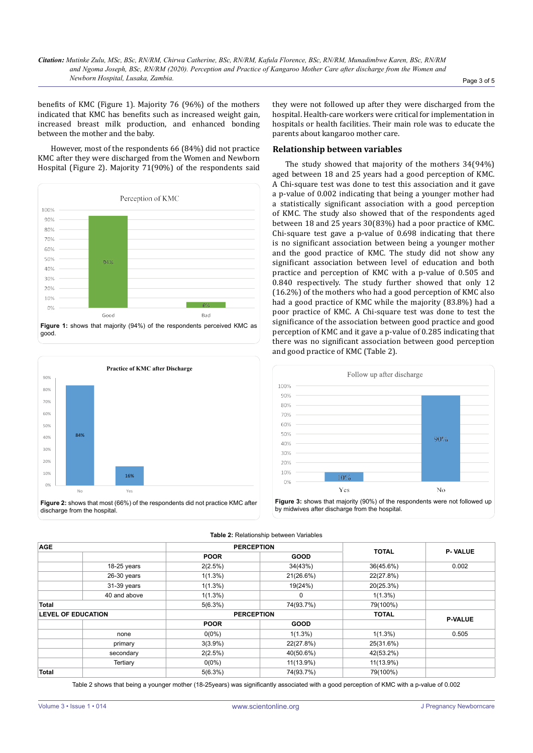benefits of KMC (Figure 1). Majority 76 (96%) of the mothers indicated that KMC has benefits such as increased weight gain, increased breast milk production, and enhanced bonding between the mother and the baby.

However, most of the respondents 66 (84%) did not practice KMC after they were discharged from the Women and Newborn Hospital (Figure 2). Majority 71(90%) of the respondents said they were not followed up after they were discharged from the hospital. Health-care workers were critical for implementation in hospitals or health facilities. Their main role was to educate the parents about kangaroo mother care.

**Figure 1:** shows that majority (94%) of the respondents perceived KMC as good.

**Figure 2:** shows that most (66%) of the respondents did not practice KMC after discharge from the hospital.

## Relationship between variables

The study showed that majority of the mothers 34(94%) aged between 18 and 25 years had a good perception of KMC. A Chi-square test was done to test this association and it gave a p-value of 0.002 indicating that being a younger mother had a statistically significant association with a good perception of KMC. The study also showed that of the respondents aged between 18 and 25 years 30(83%) had a poor practice of KMC. Chi-square test gave a p-value of 0.698 indicating that there is no significant association between being a younger mother and the good practice of KMC. The study did not show any significant association between level of education and both practice and perception of KMC with a p-value of 0.505 and 0.840 respectively. The study further showed that only 12 (16.2%) of the mothers who had a good perception of KMC also had a good practice of KMC while the majority (83.8%) had a poor practice of KMC. A Chi-square test was done to test the significance of the association between good practice and good perception of KMC and it gave a p-value of 0.285 indicating that there was no significant association between good perception and good practice of KMC (Table 2).

**Figure 3:** shows that majority (90%) of the respondents were not followed up by midwives after discharge from the hospital.

**Table 2:** Relationship between Variables

| AGE | | PERCEPTION | | TOTAL | P- VALUE |
|---|---|---|---|---|---|
| | | POOR | GOOD | | |
| | 18-25 years | 2(2.5%) | 34(43%) | 36(45.6%) | 0.002 |
| | 26-30 years | 1(1.3%) | 21(26.6%) | 22(27.8%) | |
| | 31-39 years | 1(1.3%) | 19(24%) | 20(25.3%) | |
| | 40 and above | 1(1.3%) | 0 | 1(1.3%) | |
| **Total** | | 5(6.3%) | 74(93.7%) | 79(100%) | |
| **LEVEL OF EDUCATION** | | **PERCEPTION** | | **TOTAL** | **P-VALUE** |
| | | **POOR** | **GOOD** | | |
| | none | 0(0%) | 1(1.3%) | 1(1.3%) | 0.505 |
| | primary | 3(3.9%) | 22(27.8%) | 25(31.6%) | |
| | secondary | 2(2.5%) | 40(50.6%) | 42(53.2%) | |
| | Tertiary | 0(0%) | 11(13.9%) | 11(13.9%) | |
| **Total** | | 5(6.3%) | 74(93.7%) | 79(100%) | |

Table 2 shows that being a younger mother (18-25years) was significantly associated with a good perception of KMC with a p-value of 0.002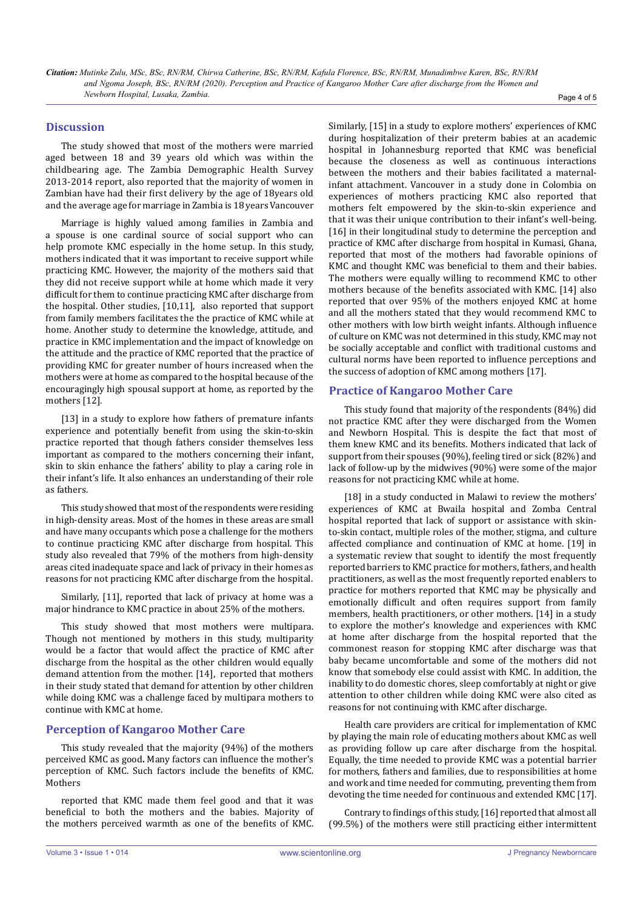## Discussion

The study showed that most of the mothers were married aged between 18 and 39 years old which was within the childbearing age. The Zambia Demographic Health Survey 2013-2014 report, also reported that the majority of women in Zambian have had their first delivery by the age of 18years old and the average age for marriage in Zambia is 18 years Vancouver

Marriage is highly valued among families in Zambia and a spouse is one cardinal source of social support who can help promote KMC especially in the home setup. In this study, mothers indicated that it was important to receive support while practicing KMC. However, the majority of the mothers said that they did not receive support while at home which made it very difficult for them to continue practicing KMC after discharge from the hospital. Other studies, [10,11], also reported that support from family members facilitates the the practice of KMC while at home. Another study to determine the knowledge, attitude, and practice in KMC implementation and the impact of knowledge on the attitude and the practice of KMC reported that the practice of providing KMC for greater number of hours increased when the mothers were at home as compared to the hospital because of the encouragingly high spousal support at home, as reported by the mothers [12].

[13] in a study to explore how fathers of premature infants experience and potentially benefit from using the skin-to-skin practice reported that though fathers consider themselves less important as compared to the mothers concerning their infant, skin to skin enhance the fathers' ability to play a caring role in their infant's life. It also enhances an understanding of their role as fathers.

This study showed that most of the respondents were residing in high-density areas. Most of the homes in these areas are small and have many occupants which pose a challenge for the mothers to continue practicing KMC after discharge from hospital. This study also revealed that 79% of the mothers from high-density areas cited inadequate space and lack of privacy in their homes as reasons for not practicing KMC after discharge from the hospital.

Similarly, [11], reported that lack of privacy at home was a major hindrance to KMC practice in about 25% of the mothers.

This study showed that most mothers were multipara. Though not mentioned by mothers in this study, multiparity would be a factor that would affect the practice of KMC after discharge from the hospital as the other children would equally demand attention from the mother. [14], reported that mothers in their study stated that demand for attention by other children while doing KMC was a challenge faced by multipara mothers to continue with KMC at home.

## Perception of Kangaroo Mother Care

This study revealed that the majority (94%) of the mothers perceived KMC as good**.** Many factors can influence the mother's perception of KMC. Such factors include the benefits of KMC. Mothers

reported that KMC made them feel good and that it was beneficial to both the mothers and the babies. Majority of the mothers perceived warmth as one of the benefits of KMC. Similarly, [15] in a study to explore mothers' experiences of KMC during hospitalization of their preterm babies at an academic hospital in Johannesburg reported that KMC was beneficial because the closeness as well as continuous interactions between the mothers and their babies facilitated a maternal-infant attachment. Vancouver in a study done in Colombia on experiences of mothers practicing KMC also reported that mothers felt empowered by the skin-to-skin experience and that it was their unique contribution to their infant's well-being. [16] in their longitudinal study to determine the perception and practice of KMC after discharge from hospital in Kumasi, Ghana, reported that most of the mothers had favorable opinions of KMC and thought KMC was beneficial to them and their babies. The mothers were equally willing to recommend KMC to other mothers because of the benefits associated with KMC. [14] also reported that over 95% of the mothers enjoyed KMC at home and all the mothers stated that they would recommend KMC to other mothers with low birth weight infants. Although influence of culture on KMC was not determined in this study, KMC may not be socially acceptable and conflict with traditional customs and cultural norms have been reported to influence perceptions and the success of adoption of KMC among mothers [17].

## Practice of Kangaroo Mother Care

This study found that majority of the respondents (84%) did not practice KMC after they were discharged from the Women and Newborn Hospital. This is despite the fact that most of them knew KMC and its benefits. Mothers indicated that lack of support from their spouses (90%), feeling tired or sick (82%) and lack of follow-up by the midwives (90%) were some of the major reasons for not practicing KMC while at home.

[18] in a study conducted in Malawi to review the mothers' experiences of KMC at Bwaila hospital and Zomba Central hospital reported that lack of support or assistance with skin-to-skin contact, multiple roles of the mother, stigma, and culture affected compliance and continuation of KMC at home. [19] in a systematic review that sought to identify the most frequently reported barriers to KMC practice for mothers, fathers, and health practitioners, as well as the most frequently reported enablers to practice for mothers reported that KMC may be physically and emotionally difficult and often requires support from family members, health practitioners, or other mothers. [14] in a study to explore the mother's knowledge and experiences with KMC at home after discharge from the hospital reported that the commonest reason for stopping KMC after discharge was that baby became uncomfortable and some of the mothers did not know that somebody else could assist with KMC. In addition, the inability to do domestic chores, sleep comfortably at night or give attention to other children while doing KMC were also cited as reasons for not continuing with KMC after discharge.

Health care providers are critical for implementation of KMC by playing the main role of educating mothers about KMC as well as providing follow up care after discharge from the hospital. Equally, the time needed to provide KMC was a potential barrier for mothers, fathers and families, due to responsibilities at home and work and time needed for commuting, preventing them from devoting the time needed for continuous and extended KMC [17].

Contrary to findings of this study, [16] reported that almost all (99.5%) of the mothers were still practicing either intermittent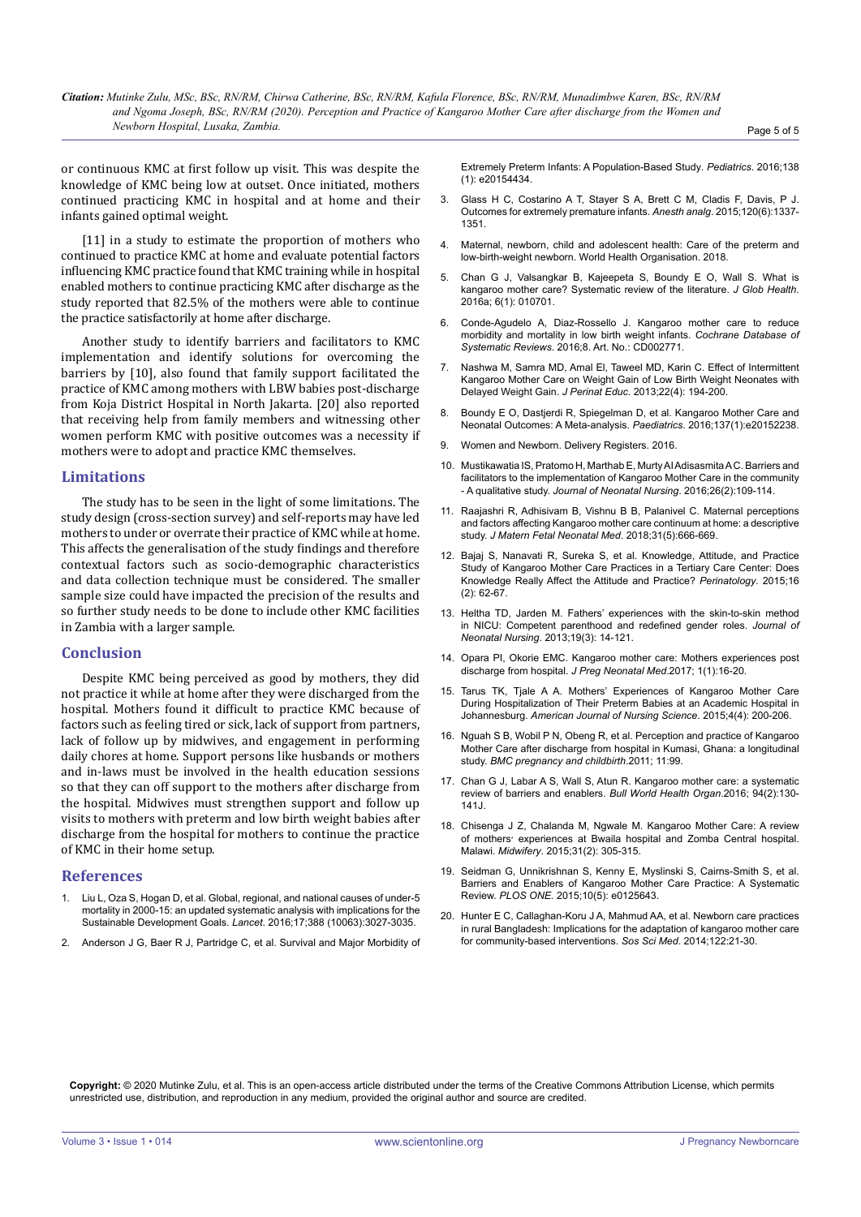or continuous KMC at first follow up visit. This was despite the knowledge of KMC being low at outset. Once initiated, mothers continued practicing KMC in hospital and at home and their infants gained optimal weight.

[11] in a study to estimate the proportion of mothers who continued to practice KMC at home and evaluate potential factors influencing KMC practice found that KMC training while in hospital enabled mothers to continue practicing KMC after discharge as the study reported that 82.5% of the mothers were able to continue the practice satisfactorily at home after discharge.

Another study to identify barriers and facilitators to KMC implementation and identify solutions for overcoming the barriers by [10], also found that family support facilitated the practice of KMC among mothers with LBW babies post-discharge from Koja District Hospital in North Jakarta. [20] also reported that receiving help from family members and witnessing other women perform KMC with positive outcomes was a necessity if mothers were to adopt and practice KMC themselves.

## Limitations

The study has to be seen in the light of some limitations. The study design (cross-section survey) and self-reports may have led mothers to under or overrate their practice of KMC while at home. This affects the generalisation of the study findings and therefore contextual factors such as socio-demographic characteristics and data collection technique must be considered. The smaller sample size could have impacted the precision of the results and so further study needs to be done to include other KMC facilities in Zambia with a larger sample.

## Conclusion

Despite KMC being perceived as good by mothers, they did not practice it while at home after they were discharged from the hospital. Mothers found it difficult to practice KMC because of factors such as feeling tired or sick, lack of support from partners, lack of follow up by midwives, and engagement in performing daily chores at home. Support persons like husbands or mothers and in-laws must be involved in the health education sessions so that they can off support to the mothers after discharge from the hospital. Midwives must strengthen support and follow up visits to mothers with preterm and low birth weight babies after discharge from the hospital for mothers to continue the practice of KMC in their home setup.

## References

1. Liu L, Oza S, Hogan D, et al. Global, regional, and national causes of under-5 mortality in 2000-15: an updated systematic analysis with implications for the Sustainable Development Goals. *Lancet*. 2016;17;388 (10063):3027-3035.
2. Anderson J G, Baer R J, Partridge C, et al. Survival and Major Morbidity of Extremely Preterm Infants: A Population-Based Study. *Pediatrics*. 2016;138 (1): e20154434.
3. Glass H C, Costarino A T, Stayer S A, Brett C M, Cladis F, Davis, P J. Outcomes for extremely premature infants. *Anesth analg*. 2015;120(6):1337-1351.
4. Maternal, newborn, child and adolescent health: Care of the preterm and low-birth-weight newborn. World Health Organisation. 2018.
5. Chan G J, Valsangkar B, Kajeepeta S, Boundy E O, Wall S. What is kangaroo mother care? Systematic review of the literature. *J Glob Health*. 2016a; 6(1): 010701.
6. Conde-Agudelo A, Diaz-Rossello J. Kangaroo mother care to reduce morbidity and mortality in low birth weight infants. *Cochrane Database of Systematic Reviews*. 2016;8. Art. No.: CD002771.
7. Nashwa M, Samra MD, Amal El, Taweel MD, Karin C. Effect of Intermittent Kangaroo Mother Care on Weight Gain of Low Birth Weight Neonates with Delayed Weight Gain. *J Perinat Educ*. 2013;22(4): 194-200.
8. Boundy E O, Dastjerdi R, Spiegelman D, et al. Kangaroo Mother Care and Neonatal Outcomes: A Meta-analysis. *Paediatrics*. 2016;137(1):e20152238.
9. Women and Newborn. Delivery Registers. 2016.
10. Mustikawatia IS, Pratomo H, Marthab E, Murty AI Adisasmita AC. Barriers and facilitators to the implementation of Kangaroo Mother Care in the community - A qualitative study. *Journal of Neonatal Nursing*. 2016;26(2):109-114.
11. Raajashri R, Adhisivam B, Vishnu B B, Palanivel C. Maternal perceptions and factors affecting Kangaroo mother care continuum at home: a descriptive study. *J Matern Fetal Neonatal Med*. 2018;31(5):666-669.
12. Bajaj S, Nanavati R, Sureka S, et al. Knowledge, Attitude, and Practice Study of Kangaroo Mother Care Practices in a Tertiary Care Center: Does Knowledge Really Affect the Attitude and Practice? *Perinatology*. 2015;16 (2): 62-67.
13. Heltha TD, Jarden M. Fathers' experiences with the skin-to-skin method in NICU: Competent parenthood and redefined gender roles. *Journal of Neonatal Nursing*. 2013;19(3): 14-121.
14. Opara PI, Okorie EMC. Kangaroo mother care: Mothers experiences post discharge from hospital. *J Preg Neonatal Med*.2017; 1(1):16-20.
15. Tarus TK, Tjale A A. Mothers' Experiences of Kangaroo Mother Care During Hospitalization of Their Preterm Babies at an Academic Hospital in Johannesburg. *American Journal of Nursing Science*. 2015;4(4): 200-206.
16. Nguah S B, Wobil P N, Obeng R, et al. Perception and practice of Kangaroo Mother Care after discharge from hospital in Kumasi, Ghana: a longitudinal study. *BMC pregnancy and childbirth*.2011; 11:99.
17. Chan G J, Labar A S, Wall S, Atun R. Kangaroo mother care: a systematic review of barriers and enablers. *Bull World Health Organ*.2016; 94(2):130-141J.
18. Chisenga J Z, Chalanda M, Ngwale M. Kangaroo Mother Care: A review of mothers' experiences at Bwaila hospital and Zomba Central hospital. Malawi. *Midwifery*. 2015;31(2): 305-315.
19. Seidman G, Unnikrishnan S, Kenny E, Myslinski S, Cairns-Smith S, et al. Barriers and Enablers of Kangaroo Mother Care Practice: A Systematic Review. *PLOS ONE*. 2015;10(5): e0125643.
20. Hunter E C, Callaghan-Koru J A, Mahmud AA, et al. Newborn care practices in rural Bangladesh: Implications for the adaptation of kangaroo mother care for community-based interventions. *Sos Sci Med*. 2014;122:21-30.

**Copyright:** © 2020 Mutinke Zulu, et al. This is an open-access article distributed under the terms of the Creative Commons Attribution License, which permits unrestricted use, distribution, and reproduction in any medium, provided the original author and source are credited.